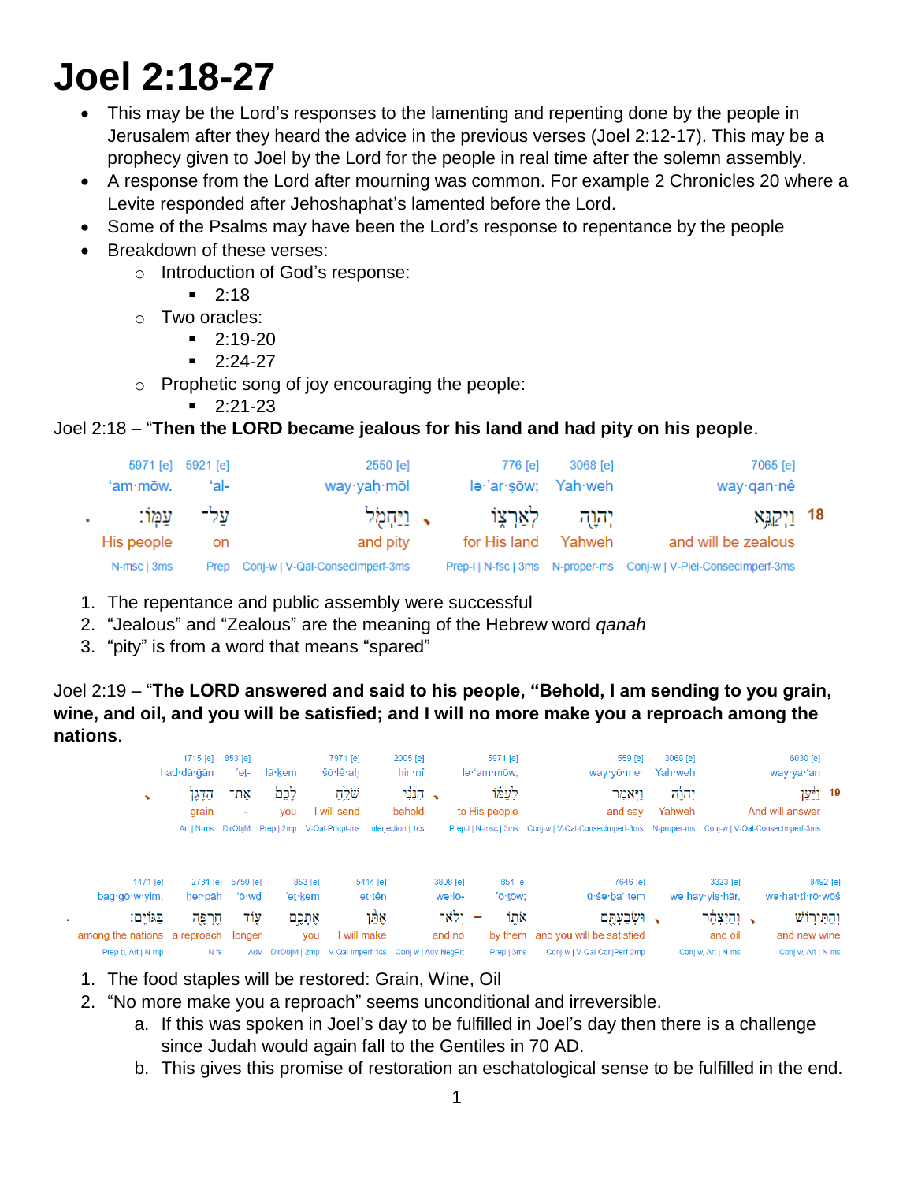# Joel 2:18-27

- This may be the Lord's responses to the lamenting and repenting done by the people in Jerusalem after they heard the advice in the previous verses (Joel 2:12-17). This may be a prophecy given to Joel by the Lord for the people in real time after the solemn assembly.
- A response from the Lord after mourning was common. For example 2 Chronicles 20 where a Levite responded after Jehoshaphat's lamented before the Lord.
- Some of the Psalms may have been the Lord's response to repentance by the people
- Breakdown of these verses:
  - Introduction of God's response:
    - 2:18
  - Two oracles:
    - 2:19-20
    - 2:24-27
  - Prophetic song of joy encouraging the people:
    - 2:21-23

Joel 2:18 – "**Then the LORD became jealous for his land and had pity on his people**.

| 5971 [e] | 5921 [e] | 2550 [e] | 776 [e] | 3068 [e] | 7065 [e] |
|---|---|---|---|---|---|
| 'am·mōw. | 'al- | way·yaḥ·mōl | lə·'ar·ṣōw; | Yah·weh | way·qan·nê |
| עַמּֽוֹ׃ | עַל־ | וַיַּחְמֹ֖ל | לְאַרְצ֑וֹ | יְהוָ֖ה | וַיְקַנֵּ֥א 18 |
| His people | on | and pity | for His land | Yahweh | and will be zealous |
| N-msc \| 3ms | Prep | Conj-w \| V-Qal-ConsecImperf-3ms | Prep-l \| N-fsc \| 3ms | N-proper-ms | Conj-w \| V-Piel-ConsecImperf-3ms |

1. The repentance and public assembly were successful
2. "Jealous" and "Zealous" are the meaning of the Hebrew word *qanah*
3. "pity" is from a word that means "spared"

Joel 2:19 – "**The LORD answered and said to his people, "Behold, I am sending to you grain, wine, and oil, and you will be satisfied; and I will no more make you a reproach among the nations**.

| 1715 [e] | 853 [e] | | 7971 [e] | 2005 [e] | 5971 [e] | 559 [e] | 3068 [e] | 6030 [e] |
|---|---|---|---|---|---|---|---|---|
| had·dā·gān | 'et- | lā·kem | šō·lê·aḥ | hin·nî | lə·'am·mōw, | way·yō·mer | Yah·weh | way·ya·'an |
| הַדָּגָ֗ן | אֶת־ | לָכֶ֜ם | שֹׁלֵ֨חַ | הִנְנִ֨י | לְעַמּ֗וֹ | וַיֹּ֣אמֶר | יְהוָ֜ה | וַיַּ֨עַן 19 |
| grain | - | you | I will send | behold | to His people | and say | Yahweh | And will answer |
| Art \| N-ms | DirObjM | Prep \| 2mp | V-Qal-Prtcpl-ms | Interjection \| 1cs | Prep-l \| N-msc \| 3ms | Conj-w \| V-Qal-ConsecImperf-3ms | N-proper-ms | Conj-w \| V-Qal-ConsecImperf-3ms |

| 1471 [e] | 2781 [e] | 5750 [e] | 853 [e] | 5414 [e] | 3808 [e] | 854 [e] | 7646 [e] | 3323 [e] | 8492 [e] |
|---|---|---|---|---|---|---|---|---|---|
| bag·gō·w·yim. | ḥer·pāh | 'ō·wd | 'et·kem | 'et·tên | wə·lō- | 'ō·tōw; | ū·śə·ba'·tem | wə·hay·yiṣ·hār, | wə·hat·tî·rō·wōš |
| בַּגּוֹיִֽם׃ | חֶרְפָּ֖ה | ע֛וֹד | אֶתְכֶ֥ם | אֶתֵּ֨ן | וְלֹא־ | אֹת֑וֹ | וּשְׂבַעְתֶּ֖ם | וְהַיִּצְהָ֔ר | וְהַתִּיר֣וֹשׁ |
| among the nations | a reproach | longer | you | I will make | and no | by them | and you will be satisfied | and oil | and new wine |
| Prep-b, Art \| N-mp | N-fs | Adv | DirObjM \| 2mp | V-Qal-Imperf-1cs | Conj-w \| Adv-NegPrt | Prep \| 3ms | Conj-w \| V-Qal-ConjPerf-2mp | Conj-w, Art \| N-ms | Conj-w, Art \| N-ms |

1. The food staples will be restored: Grain, Wine, Oil
2. "No more make you a reproach" seems unconditional and irreversible.
   a. If this was spoken in Joel's day to be fulfilled in Joel's day then there is a challenge since Judah would again fall to the Gentiles in 70 AD.
   b. This gives this promise of restoration an eschatological sense to be fulfilled in the end.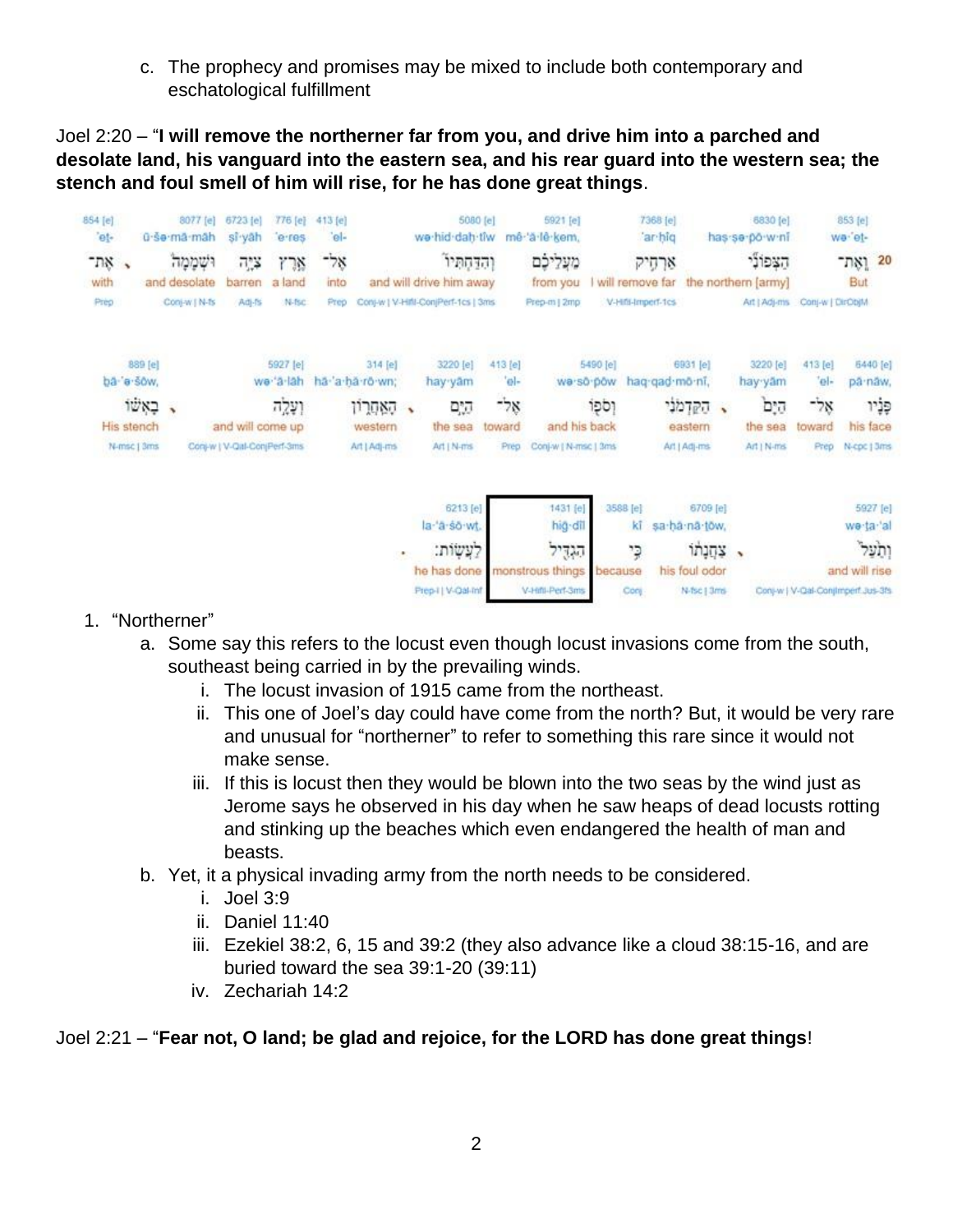c. The prophecy and promises may be mixed to include both contemporary and eschatological fulfillment

Joel 2:20 – "**I will remove the northerner far from you, and drive him into a parched and desolate land, his vanguard into the eastern sea, and his rear guard into the western sea; the stench and foul smell of him will rise, for he has done great things**.

| 854 [e] | 8077 [e] | 6723 [e] | 776 [e] | 413 [e] | 5080 [e] | 5921 [e] | 7368 [e] | 6830 [e] | 853 [e] |
|---|---|---|---|---|---|---|---|---|---|
| 'eṯ- | ū·šə·mā·māh | ṣî·yāh | 'e·reṣ | 'el- | wə·hid·daḥ·tîw | mê·'ă·lê·ḵem, | 'ar·ḥîq | haṣ·ṣə·pō·w·nî | wə·'eṯ- |
| אֶת־ | וּשְׁמָמָה | צִיָּה | אֶרֶץ | אֶל־ | וְהִדַּחְתִּיו | מֵעֲלֵיכֶם | אַרְחִיק | הַצְּפוֹנִי | וְאֶת־ 20 |
| with | and desolate | barren | a land | into | and will drive him away | from you | I will remove far | the northern [army] | But |
| Prep | Conj-w \| N-fs | Adj-fs | N-fsc | Prep | Conj-w \| V-Hifil-ConjPerf-1cs \| 3ms | Prep-m \| 2mp | V-Hifil-Imperf-1cs | Art \| Adj-ms | Conj-w \| DirObjM |

| 889 [e] | 5927 [e] | 314 [e] | 3220 [e] | 413 [e] | 5490 [e] | 6931 [e] | 3220 [e] | 413 [e] | 6440 [e] |
|---|---|---|---|---|---|---|---|---|---|
| bā·'ə·šōw, | wə·'ā·lāh | hā·'a·ḥă·rō·wn; | hay·yām | 'el- | wə·sō·pōw | haq·qad·mō·nî, | hay·yām | 'el- | pā·nāw, |
| בָּאְשׁוֹ | וְעָלָה | הָאַחֲרוֹן | הַיָּם | אֶל־ | וְסֹפוֹ | הַקַּדְמֹנִי | הַיָּם | אֶל־ | פָּנָיו |
| His stench | and will come up | western | the sea | toward | and his back | eastern | the sea | toward | his face |
| N-msc \| 3ms | Conj-w \| V-Qal-ConjPerf-3ms | Art \| Adj-ms | Art \| N-ms | Prep | Conj-w \| N-msc \| 3ms | Art \| Adj-ms | Art \| N-ms | Prep | N-cpc \| 3ms |

| 6213 [e] | 1431 [e] | 3588 [e] | 6709 [e] | 5927 [e] |
|---|---|---|---|---|
| la·'ă·śō·wṯ. | hig·dîl | kî | ṣa·ḥă·nā·ṯōw, | wə·ṯa·'al |
| לַעֲשׂוֹת׃ | הִגְדִּיל | כִּי | צַחֲנָתוֹ | וְתַעַל |
| he has done | monstrous things | because | his foul odor | and will rise |
| Prep-l \| V-Qal-Inf | V-Hifil-Perf-3ms | Conj | N-fsc \| 3ms | Conj-w \| V-Qal-ConjImperf.Jus-3fs |

1. "Northerner"
   a. Some say this refers to the locust even though locust invasions come from the south, southeast being carried in by the prevailing winds.
      i. The locust invasion of 1915 came from the northeast.
      ii. This one of Joel's day could have come from the north? But, it would be very rare and unusual for "northerner" to refer to something this rare since it would not make sense.
      iii. If this is locust then they would be blown into the two seas by the wind just as Jerome says he observed in his day when he saw heaps of dead locusts rotting and stinking up the beaches which even endangered the health of man and beasts.
   b. Yet, it a physical invading army from the north needs to be considered.
      i. Joel 3:9
      ii. Daniel 11:40
      iii. Ezekiel 38:2, 6, 15 and 39:2 (they also advance like a cloud 38:15-16, and are buried toward the sea 39:1-20 (39:11)
      iv. Zechariah 14:2

Joel 2:21 – "**Fear not, O land; be glad and rejoice, for the LORD has done great things**!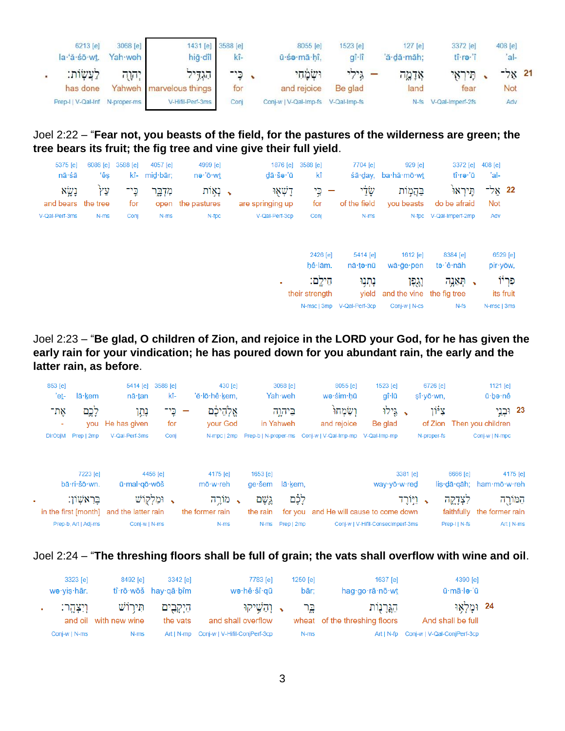| 6213 [e] | 3068 [e] | 1431 [e] | 3588 [e] | 8055 [e] | 1523 [e] | 127 [e] | 3372 [e] | 408 [e] | |
|---|---|---|---|---|---|---|---|---|---|
| la·‘ă·śō·wṯ. | Yah·weh | hiḡ·dîl | kî- | ū·śə·mā·ḥî, | gî·lî | ’ă·ḏā·māh; | tî·rə·’î | ’al- | |
| לַעֲשׂוֹת׃ | יְהוָה | הִגְדִּיל | כִּֽי־ | וּשְׂמָחִי | גִּילִי | אֲדָמָה | תִּֽירְאִי | אַל־ | 21 |
| has done | Yahweh | marvelous things | for | and rejoice | Be glad | land | fear | Not | |
| Prep-l \| V-Qal-Inf | N-proper-ms | V-Hifil-Perf-3ms | Conj | Conj-w \| V-Qal-Imp-fs | V-Qal-Imp-fs | N-fs | V-Qal-Imperf-2fs | Adv | |

Joel 2:22 – “**Fear not, you beasts of the field, for the pastures of the wilderness are green; the tree bears its fruit; the fig tree and vine give their full yield**.

| 5375 [e] | 6086 [e] | 3588 [e] | 4057 [e] | 4999 [e] | 1876 [e] | 3588 [e] | 7704 [e] | 929 [e] | 3372 [e] | 408 [e] | |
|---|---|---|---|---|---|---|---|---|---|---|---|
| nā·śā | ‘êṣ | kî- | miḏ·bār; | nə·’ō·wṯ | dā·šə·’ū | kî | śā·ḏay, | ba·hă·mō·wṯ | tî·rə·’ū | ’al- | |
| נָשָׂא | עֵץ | כִּֽי־ | מִדְבָּר | נְאוֹת | דָּשְׁאוּ | כִּי | שָׂדַי | בַּהֲמוֹת | תִּֽירְאוּ | אַל־ | 22 |
| and bears | the tree | for | open | the pastures | are springing up | for | of the field | you beasts | do be afraid | Not | |
| V-Qal-Perf-3ms | N-ms | Conj | N-ms | N-fpc | V-Qal-Perf-3cp | Conj | N-ms | N-fpc | V-Qal-Imperf-2mp | Adv | |

| 2426 [e] | 5414 [e] | 1612 [e] | 8384 [e] | 6529 [e] |
|---|---|---|---|---|
| ḥê·lām. | nā·tə·nū | wā·ḡe·pen | tə·’ê·nāh | pir·yōw, |
| חֵילָם׃ | נָתְנוּ | וָגֶפֶן | תְּאֵנָה | פִרְיוֹ |
| their strength | yield | and the vine | the fig tree | its fruit |
| N-msc \| 3mp | V-Qal-Perf-3cp | Conj-w \| N-cs | N-fs | N-msc \| 3ms |

Joel 2:23 – “**Be glad, O children of Zion, and rejoice in the LORD your God, for he has given the early rain for your vindication; he has poured down for you abundant rain, the early and the latter rain, as before**.

| 853 [e] | | 5414 [e] | 3588 [e] | 430 [e] | 3068 [e] | 8055 [e] | 1523 [e] | 6726 [e] | 1121 [e] | |
|---|---|---|---|---|---|---|---|---|---|---|
| ’eṯ- | lā·ḵem | nā·ṯan | kî- | ’ĕ·lō·hê·ḵem, | Yah·weh | wə·śim·ḥū | gî·lū | ṣî·yō·wn, | ū·ḇə·nê | |
| אֶת־ | לָכֶם | נָתַן | כִּֽי־ | אֱלֹהֵיכֶם | בַּיהוָה | וְשִׂמְחוּ | גִּילוּ | צִיּוֹן | וּבְנֵי | 23 |
| - | you | He has given | for | your God | in Yahweh | and rejoice | Be glad | of Zion | Then you children | |
| DirObjM | Prep \| 2mp | V-Qal-Perf-3ms | Conj | N-mpc \| 2mp | Prep-b \| N-proper-ms | Conj-w \| V-Qal-Imp-mp | V-Qal-Imp-mp | N-proper-fs | Conj-w \| N-mpc | |

| 7223 [e] | 4456 [e] | 4175 [e] | 1653 [e] | | 3381 [e] | 6666 [e] | 4175 [e] |
|---|---|---|---|---|---|---|---|
| bā·ri·šō·wn. | ū·mal·qō·wōš | mō·w·reh | ge·šem | lā·ḵem, | way·yō·w·reḏ | liṣ·ḏā·qāh; | ham·mō·w·reh |
| בָּרִאשׁוֹן׃ | וּמַלְקוֹשׁ | מוֹרֶה | גֶּשֶׁם | לָכֶם | וַיּוֹרֶד | לִצְדָקָה | הַמּוֹרֶה |
| in the first [month] | and the latter rain | the former rain | the rain | for you | and He will cause to come down | faithfully | the former rain |
| Prep-b, Art \| Adj-ms | Conj-w \| N-ms | N-ms | N-ms | Prep \| 2mp | Conj-w \| V-Hifil-ConsecImperf-3ms | Prep-l \| N-fs | Art \| N-ms |

Joel 2:24 – “**The threshing floors shall be full of grain; the vats shall overflow with wine and oil**.

| 3323 [e] | 8492 [e] | 3342 [e] | 7783 [e] | 1250 [e] | 1637 [e] | 4390 [e] | |
|---|---|---|---|---|---|---|---|
| wə·yiṣ·hār. | tî·rō·wōš | hay·qā·ḇîm | wə·hê·šî·qū | bār; | hag·go·rā·nō·wṯ | ū·mā·lə·’ū | |
| וְיִצְהָר׃ | תִּירוֹשׁ | הַיְקָבִים | וְהֵשִׁיקוּ | בָּר | הַגֳּרָנוֹת | וּמָלְאוּ | 24 |
| and oil | with new wine | the vats | and shall overflow | wheat | of the threshing floors | And shall be full | |
| Conj-w \| N-ms | N-ms | Art \| N-mp | Conj-w \| V-Hifil-ConjPerf-3cp | N-ms | Art \| N-fp | Conj-w \| V-Qal-ConjPerf-3cp | |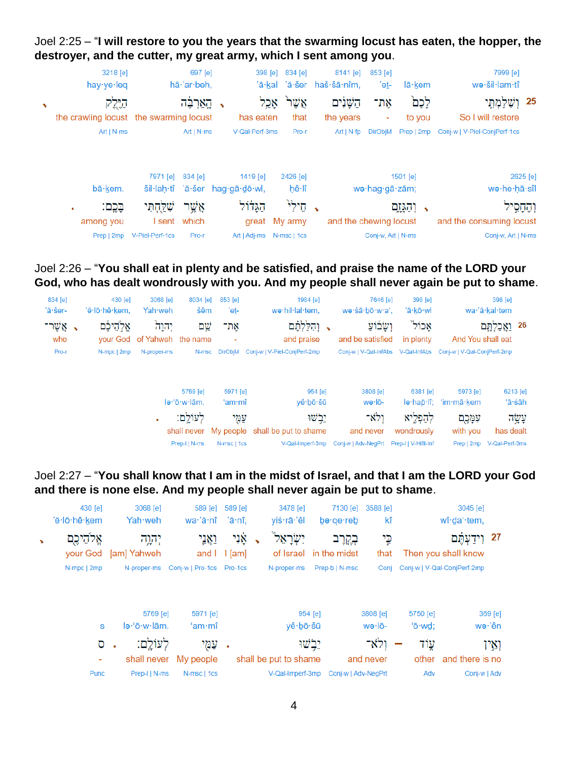Joel 2:25 – "**I will restore to you the years that the swarming locust has eaten, the hopper, the destroyer, and the cutter, my great army, which I sent among you**."

| | | | | | | | | | |
|---|---|---|---|---|---|---|---|---|---|
| 7999 [e] | | 853 [e] | 8141 [e] | 834 [e] | 398 [e] | | 697 [e] | 3218 [e] | |
| wə·šil·lam·tî | lā·ḵem | ’eṯ- | haš·šā·nîm, | ’ă·šer | ’ā·ḵal | | hā·’ar·beh, | hay·ye·leq | |
| 25 וְשִׁלַּמְתִּ֤י | לָכֶם֙ | אֶת־ | הַשָּׁנִ֔ים | אֲשֶׁר֙ | אָכַ֣ל | ، | הָֽאַרְבֶּ֔ה | הַיֶּ֖לֶק | ، |
| So I will restore | to you | - | the years | that | has eaten | | the swarming locust | the crawling locust | |
| Conj-w \| V-Piel-ConjPerf-1cs | Prep \| 2mp | DirObjM | Art \| N-fp | Pro-r | V-Qal-Perf-3ms | | Art \| N-ms | Art \| N-ms | |

| | | | | | | | | | |
|---|---|---|---|---|---|---|---|---|---|
| 2625 [e] | | 1501 [e] | | 2426 [e] | 1419 [e] | 834 [e] | 7971 [e] | | |
| wə·he·ḥā·sîl | | wə·hag·gā·zām; | | ḥê·lî | hag·gā·ḏō·wl, | ’ă·šer | šil·laḥ·tî | bā·ḵem. | |
| וְהֶחָסִ֣יל | ، | וְהַגָּזָ֑ם | ، | חֵילִי֙ | הַגָּד֔וֹל | אֲשֶׁ֥ר | שִׁלַּ֖חְתִּי | בָּכֶֽם׃ | . |
| and the consuming locust | | and the chewing locust | | My army | great | which | I sent | among you | |
| Conj-w, Art \| N-ms | | Conj-w, Art \| N-ms | | N-msc \| 1cs | Art \| Adj-ms | Pro-r | V-Piel-Perf-1cs | Prep \| 2mp | |

Joel 2:26 – "**You shall eat in plenty and be satisfied, and praise the name of the LORD your God, who has dealt wondrously with you. And my people shall never again be put to shame**."

| | | | | | | | | | |
|---|---|---|---|---|---|---|---|---|---|
| 398 [e] | 398 [e] | 7646 [e] | | 1984 [e] | 853 [e] | 8034 [e] | 3068 [e] | 430 [e] | 834 [e] |
| wa·’ă·ḵal·tem | ’ā·ḵō·wl | wə·śā·ḇō·w·a‘, | | wə·hil·lal·tem, | ’eṯ- | šêm | Yah·weh | ’ĕ·lō·hê·ḵem, | ’ă·šer- |
| 26 וַאֲכַלְתֶּ֤ם | אָכוֹל֙ | וְשָׂב֔וֹעַ | ، | וְהִלַּלְתֶּ֗ם | אֶת־ | שֵׁ֚ם | יְהוָ֣ה | אֱלֹהֵיכֶ֔ם | ، אֲשֶׁר־ |
| And You shall eat | in plenty | and be satisfied | | and praise | - | the name | of Yahweh | your God | who |
| Conj-w \| V-Qal-ConjPerf-2mp | V-Qal-InfAbs | Conj-w \| V-Qal-InfAbs | | Conj-w \| V-Piel-ConjPerf-2mp | DirObjM | N-msc | N-proper-ms | N-mpc \| 2mp | Pro-r |

| | | | | | | | | |
|---|---|---|---|---|---|---|---|---|
| 6213 [e] | 5973 [e] | 6381 [e] | 3808 [e] | 954 [e] | 5971 [e] | 5769 [e] | | |
| ‘ā·śāh | ‘im·mā·ḵem | lə·hap·lî; | wə·lō- | yê·ḇō·šū | ‘am·mî | lə·‘ō·w·lām. | | |
| עָשָׂ֥ה | עִמָּכֶ֖ם | לְהַפְלִ֑יא | וְלֹא־ | יֵבֹ֥שׁוּ | עַמִּ֖י | לְעוֹלָֽם׃ | . | |
| has dealt | with you | wondrously | and never | shall be put to shame | My people | shall never | | |
| V-Qal-Perf-3ms | Prep \| 2mp | Prep-l \| V-Hifil-Inf | Conj-w \| Adv-NegPrt | V-Qal-Imperf-3mp | N-msc \| 1cs | Prep-l \| N-ms | | |

Joel 2:27 – "**You shall know that I am in the midst of Israel, and that I am the LORD your God and there is none else. And my people shall never again be put to shame**."

| | | | | | | | | | | |
|---|---|---|---|---|---|---|---|---|---|---|
| 3045 [e] | 3588 [e] | 7130 [e] | 3478 [e] | | 589 [e] | 589 [e] | 3068 [e] | 430 [e] | | |
| wî·ḏa‘·tem, | kî | bə·qe·reḇ | yiś·rā·’êl | | ’ā·nî, | wa·’ă·nî | Yah·weh | ’ĕ·lō·hê·ḵem | | |
| 27 וִֽידַעְתֶּ֗ם | כִּ֣י | בְקֶ֤רֶב | יִשְׂרָאֵל֙ | ، | אָ֔נִי | וַאֲנִ֛י | יְהוָ֥ה | אֱלֹהֵיכֶ֖ם | ، | |
| Then you shall know | that | in the midst | of Israel | | I [am] | and I | [am] Yahweh | your God | | |
| Conj-w \| V-Qal-ConjPerf-2mp | Conj | Prep-b \| N-msc | N-proper-ms | | Pro-1cs | Conj-w \| Pro-1cs | N-proper-ms | N-mpc \| 2mp | | |

| | | | | | | | | | | |
|---|---|---|---|---|---|---|---|---|---|---|
| 369 [e] | 5750 [e] | | 3808 [e] | 954 [e] | | 5971 [e] | 5769 [e] | | | |
| wə·’ên | ‘ō·wḏ; | | wə·lō- | yê·ḇō·šū | | ‘am·mî | lə·‘ō·w·lām. | | s | |
| וְאֵ֣ין | ע֑וֹד | – | וְלֹא־ | יֵבֹ֥שׁוּ | . | עַמִּ֖י | לְעוֹלָֽם׃ | . | ס | |
| and there is no | other | | and never | shall be put to shame | | My people | shall never | | - | |
| Conj-w \| Adv | Adv | | Conj-w \| Adv-NegPrt | V-Qal-Imperf-3mp | | N-msc \| 1cs | Prep-l \| N-ms | | Punc | |